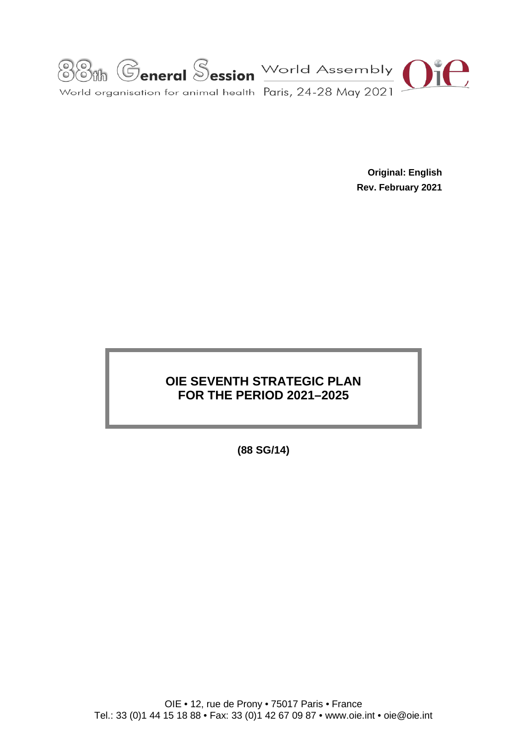88th General Session World Assembly

World organisation for animal health Paris, 24-28 May 2021

**Original: English**
**Rev. February 2021**

# OIE SEVENTH STRATEGIC PLAN FOR THE PERIOD 2021–2025

**(88 SG/14)**

OIE • 12, rue de Prony • 75017 Paris • France
Tel.: 33 (0)1 44 15 18 88 • Fax: 33 (0)1 42 67 09 87 • www.oie.int • oie@oie.int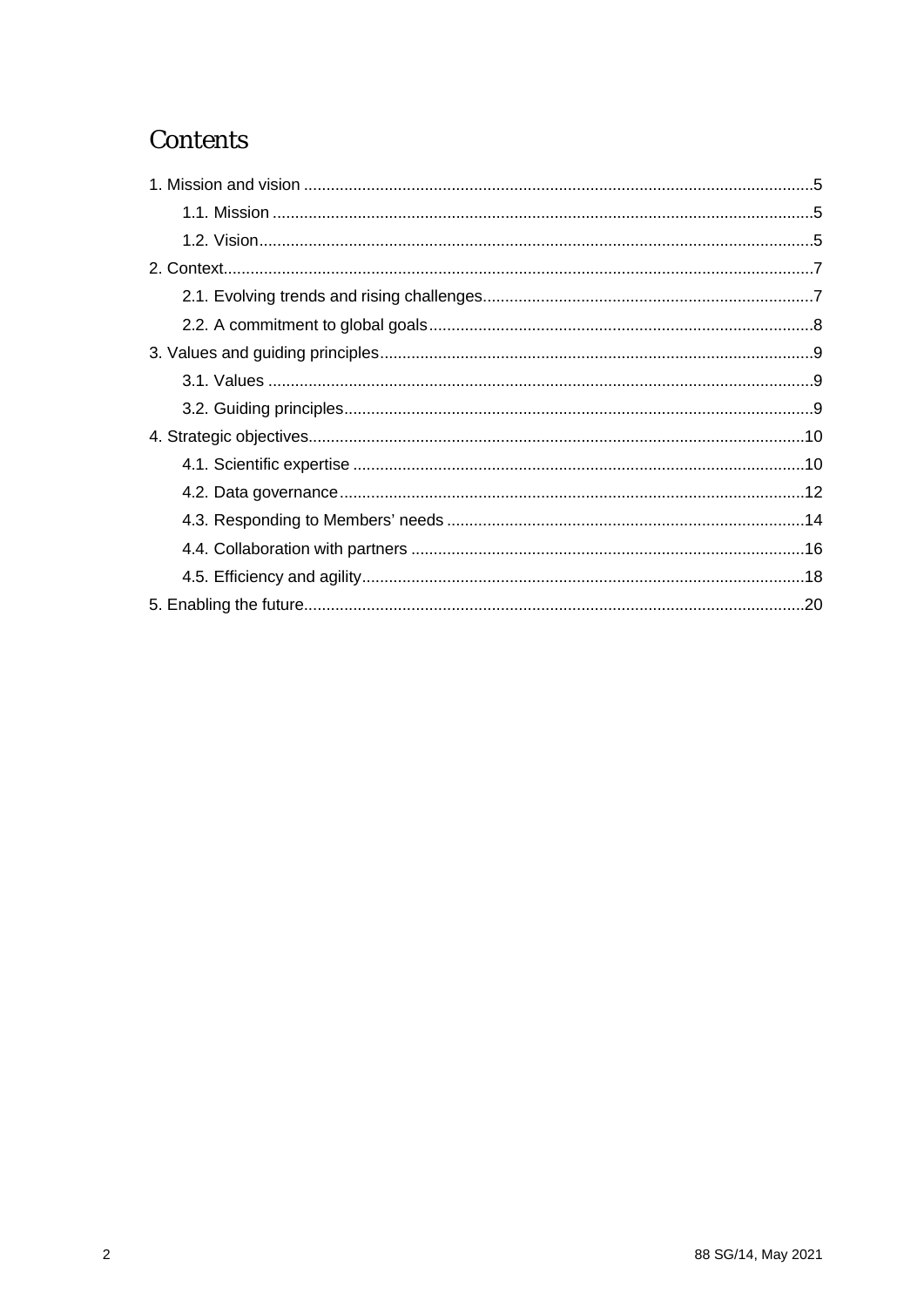# Contents

1. Mission and vision ....................................................................................................5
   - 1.1. Mission ....................................................................................................5
   - 1.2. Vision ....................................................................................................5
2. Context ....................................................................................................7
   - 2.1. Evolving trends and rising challenges ....................................................................................................7
   - 2.2. A commitment to global goals ....................................................................................................8
3. Values and guiding principles ....................................................................................................9
   - 3.1. Values ....................................................................................................9
   - 3.2. Guiding principles ....................................................................................................9
4. Strategic objectives ....................................................................................................10
   - 4.1. Scientific expertise ....................................................................................................10
   - 4.2. Data governance ....................................................................................................12
   - 4.3. Responding to Members' needs ....................................................................................................14
   - 4.4. Collaboration with partners ....................................................................................................16
   - 4.5. Efficiency and agility ....................................................................................................18
5. Enabling the future ....................................................................................................20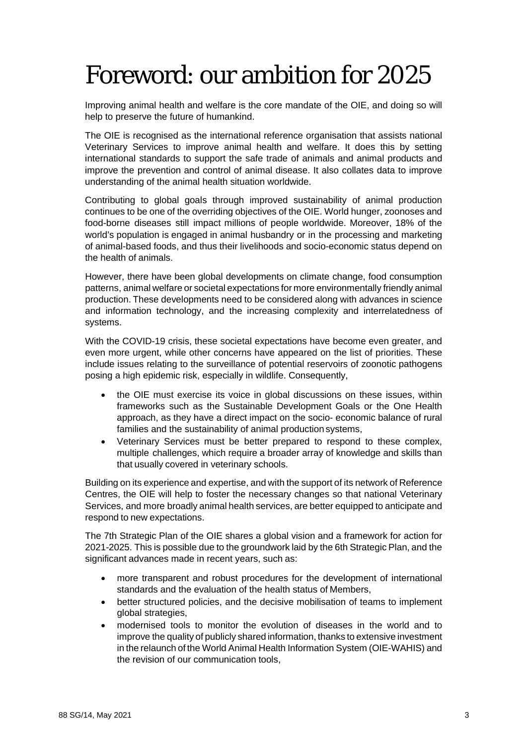# Foreword: our ambition for 2025

Improving animal health and welfare is the core mandate of the OIE, and doing so will help to preserve the future of humankind.

The OIE is recognised as the international reference organisation that assists national Veterinary Services to improve animal health and welfare. It does this by setting international standards to support the safe trade of animals and animal products and improve the prevention and control of animal disease. It also collates data to improve understanding of the animal health situation worldwide.

Contributing to global goals through improved sustainability of animal production continues to be one of the overriding objectives of the OIE. World hunger, zoonoses and food-borne diseases still impact millions of people worldwide. Moreover, 18% of the world's population is engaged in animal husbandry or in the processing and marketing of animal-based foods, and thus their livelihoods and socio-economic status depend on the health of animals.

However, there have been global developments on climate change, food consumption patterns, animal welfare or societal expectations for more environmentally friendly animal production. These developments need to be considered along with advances in science and information technology, and the increasing complexity and interrelatedness of systems.

With the COVID-19 crisis, these societal expectations have become even greater, and even more urgent, while other concerns have appeared on the list of priorities. These include issues relating to the surveillance of potential reservoirs of zoonotic pathogens posing a high epidemic risk, especially in wildlife. Consequently,

- the OIE must exercise its voice in global discussions on these issues, within frameworks such as the Sustainable Development Goals or the One Health approach, as they have a direct impact on the socio- economic balance of rural families and the sustainability of animal production systems,
- Veterinary Services must be better prepared to respond to these complex, multiple challenges, which require a broader array of knowledge and skills than that usually covered in veterinary schools.

Building on its experience and expertise, and with the support of its network of Reference Centres, the OIE will help to foster the necessary changes so that national Veterinary Services, and more broadly animal health services, are better equipped to anticipate and respond to new expectations.

The 7th Strategic Plan of the OIE shares a global vision and a framework for action for 2021-2025. This is possible due to the groundwork laid by the 6th Strategic Plan, and the significant advances made in recent years, such as:

- more transparent and robust procedures for the development of international standards and the evaluation of the health status of Members,
- better structured policies, and the decisive mobilisation of teams to implement global strategies,
- modernised tools to monitor the evolution of diseases in the world and to improve the quality of publicly shared information, thanks to extensive investment in the relaunch of the World Animal Health Information System (OIE-WAHIS) and the revision of our communication tools,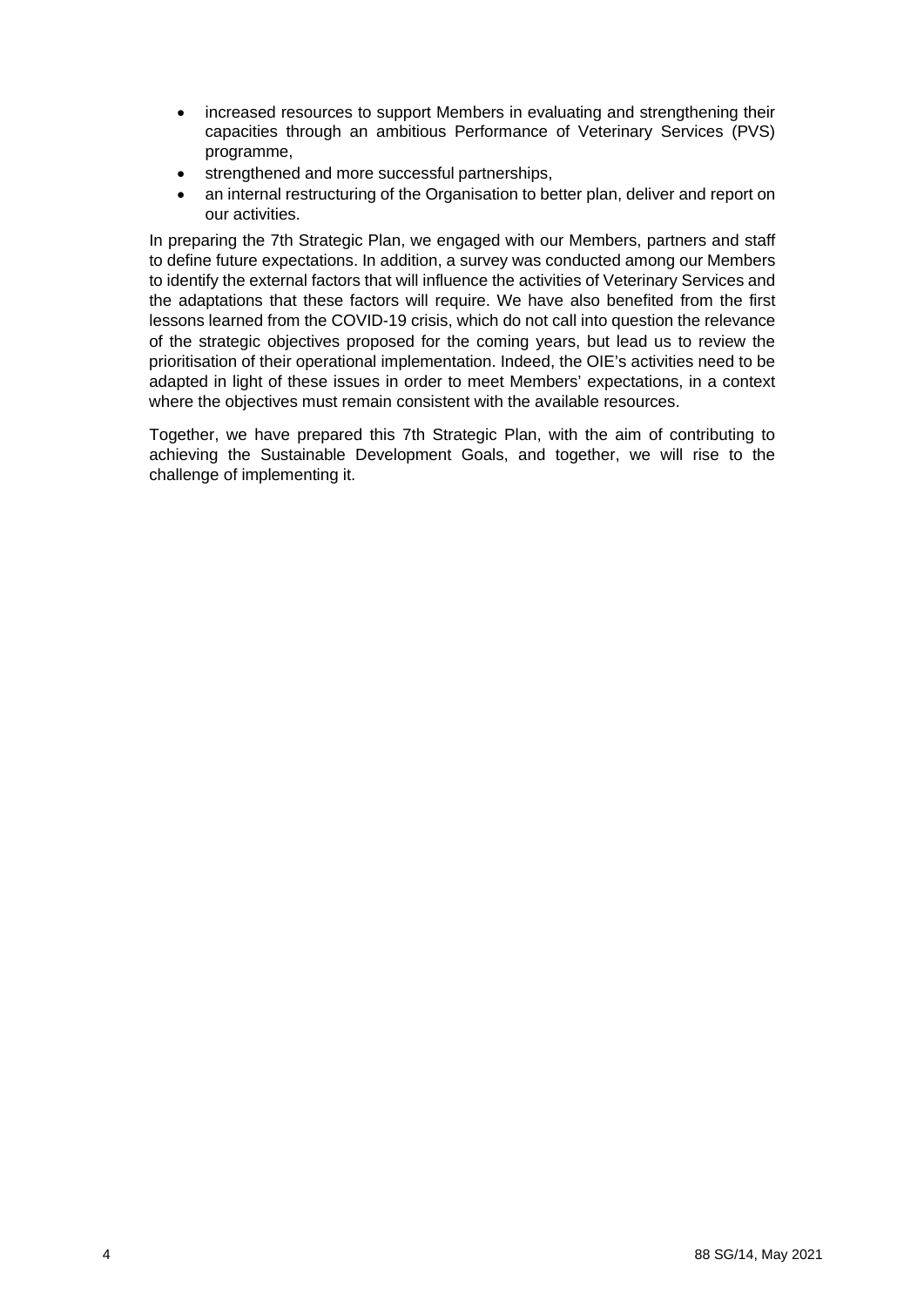- increased resources to support Members in evaluating and strengthening their capacities through an ambitious Performance of Veterinary Services (PVS) programme,
- strengthened and more successful partnerships,
- an internal restructuring of the Organisation to better plan, deliver and report on our activities.

In preparing the 7th Strategic Plan, we engaged with our Members, partners and staff to define future expectations. In addition, a survey was conducted among our Members to identify the external factors that will influence the activities of Veterinary Services and the adaptations that these factors will require. We have also benefited from the first lessons learned from the COVID-19 crisis, which do not call into question the relevance of the strategic objectives proposed for the coming years, but lead us to review the prioritisation of their operational implementation. Indeed, the OIE's activities need to be adapted in light of these issues in order to meet Members' expectations, in a context where the objectives must remain consistent with the available resources.

Together, we have prepared this 7th Strategic Plan, with the aim of contributing to achieving the Sustainable Development Goals, and together, we will rise to the challenge of implementing it.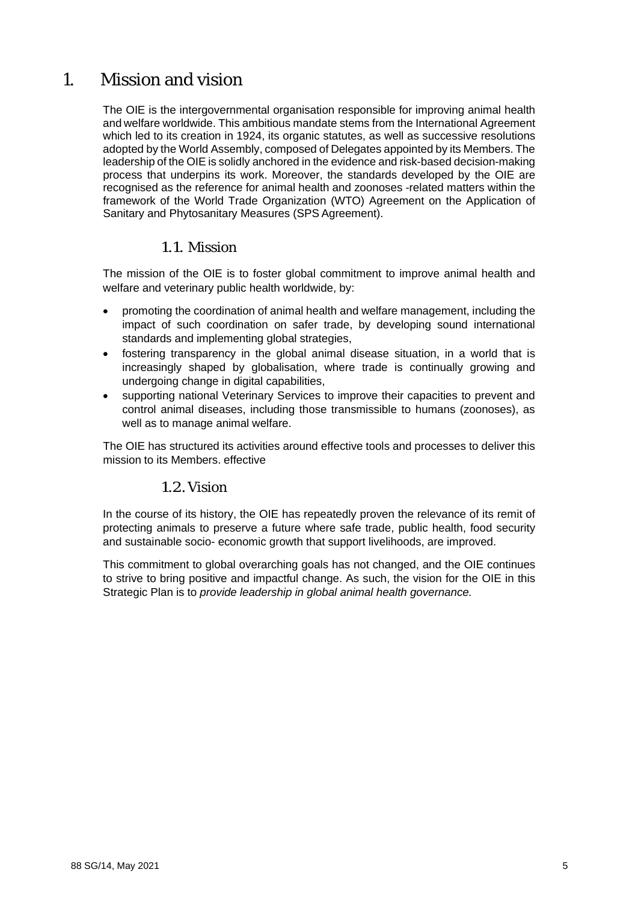# 1. Mission and vision

The OIE is the intergovernmental organisation responsible for improving animal health and welfare worldwide. This ambitious mandate stems from the International Agreement which led to its creation in 1924, its organic statutes, as well as successive resolutions adopted by the World Assembly, composed of Delegates appointed by its Members. The leadership of the OIE is solidly anchored in the evidence and risk-based decision-making process that underpins its work. Moreover, the standards developed by the OIE are recognised as the reference for animal health and zoonoses -related matters within the framework of the World Trade Organization (WTO) Agreement on the Application of Sanitary and Phytosanitary Measures (SPS Agreement).

## 1.1. Mission

The mission of the OIE is to foster global commitment to improve animal health and welfare and veterinary public health worldwide, by:

- promoting the coordination of animal health and welfare management, including the impact of such coordination on safer trade, by developing sound international standards and implementing global strategies,
- fostering transparency in the global animal disease situation, in a world that is increasingly shaped by globalisation, where trade is continually growing and undergoing change in digital capabilities,
- supporting national Veterinary Services to improve their capacities to prevent and control animal diseases, including those transmissible to humans (zoonoses), as well as to manage animal welfare.

The OIE has structured its activities around effective tools and processes to deliver this mission to its Members. effective

## 1.2. Vision

In the course of its history, the OIE has repeatedly proven the relevance of its remit of protecting animals to preserve a future where safe trade, public health, food security and sustainable socio- economic growth that support livelihoods, are improved.

This commitment to global overarching goals has not changed, and the OIE continues to strive to bring positive and impactful change. As such, the vision for the OIE in this Strategic Plan is to *provide leadership in global animal health governance.*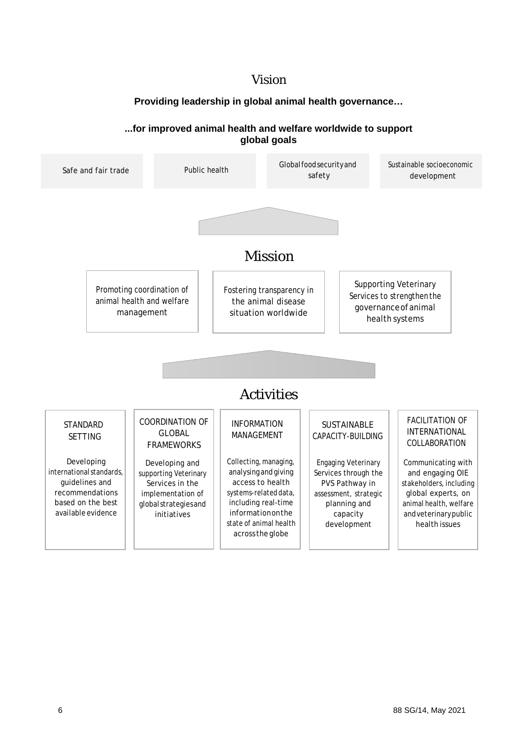## Vision

**Providing leadership in global animal health governance…**

**...for improved animal health and welfare worldwide to support global goals**

- Safe and fair trade
- Public health
- Global food security and safety
- Sustainable socioeconomic development

## Mission

- Promoting coordination of animal health and welfare management
- Fostering transparency in the animal disease situation worldwide
- Supporting Veterinary Services to strengthen the governance of animal health systems

## Activities

**STANDARD SETTING**

Developing international standards, guidelines and recommendations based on the best available evidence

**COORDINATION OF GLOBAL FRAMEWORKS**

Developing and supporting Veterinary Services in the implementation of global strategies and initiatives

**INFORMATION MANAGEMENT**

Collecting, managing, analysing and giving access to health systems-related data, including real-time information on the state of animal health across the globe

**SUSTAINABLE CAPACITY-BUILDING**

Engaging Veterinary Services through the PVS Pathway in assessment, strategic planning and capacity development

**FACILITATION OF INTERNATIONAL COLLABORATION**

Communicating with and engaging OIE stakeholders, including global experts, on animal health, welfare and veterinary public health issues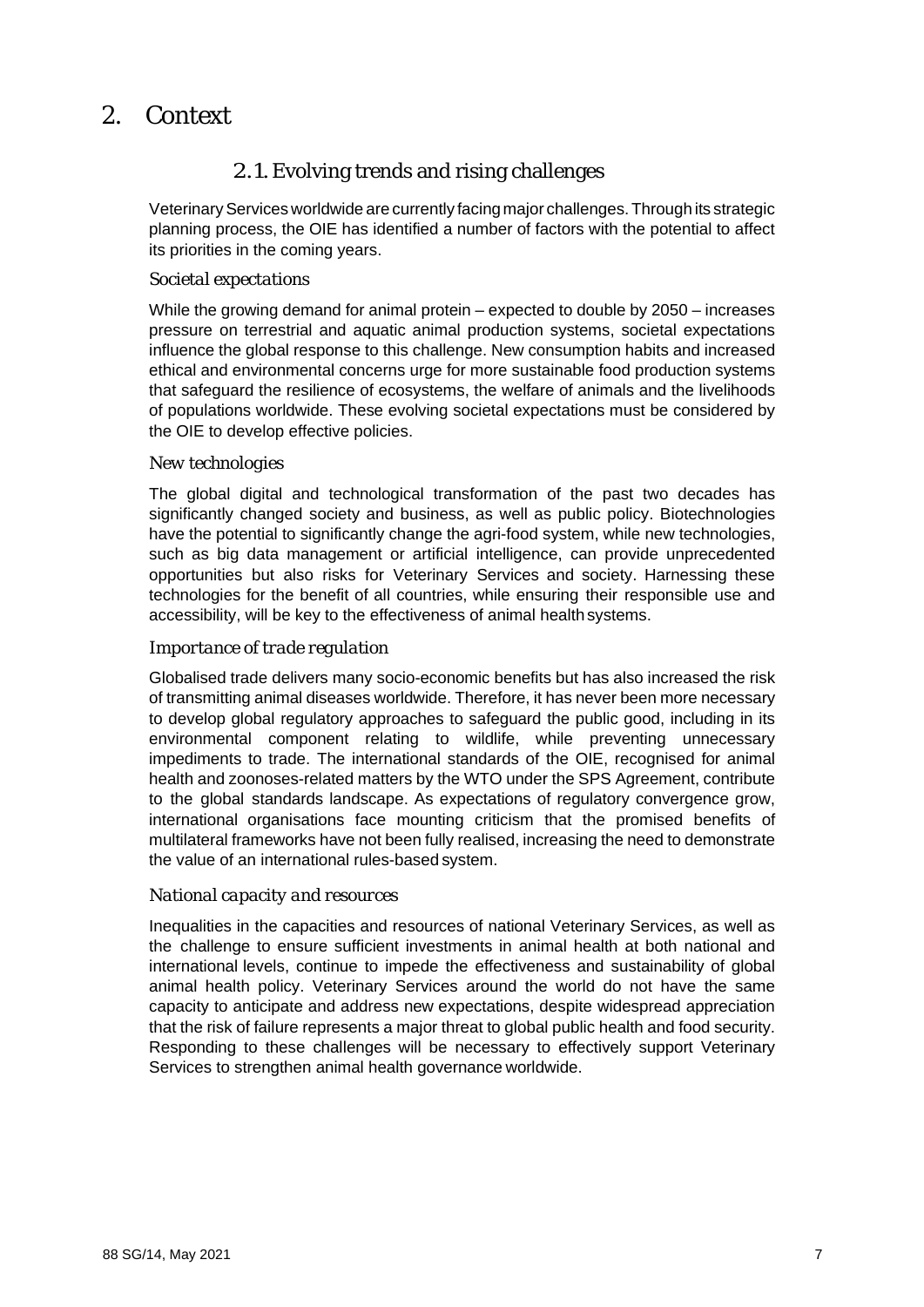# 2. Context

## 2.1. Evolving trends and rising challenges

Veterinary Services worldwide are currently facing major challenges. Through its strategic planning process, the OIE has identified a number of factors with the potential to affect its priorities in the coming years.

### *Societal expectations*

While the growing demand for animal protein – expected to double by 2050 – increases pressure on terrestrial and aquatic animal production systems, societal expectations influence the global response to this challenge. New consumption habits and increased ethical and environmental concerns urge for more sustainable food production systems that safeguard the resilience of ecosystems, the welfare of animals and the livelihoods of populations worldwide. These evolving societal expectations must be considered by the OIE to develop effective policies.

### *New technologies*

The global digital and technological transformation of the past two decades has significantly changed society and business, as well as public policy. Biotechnologies have the potential to significantly change the agri-food system, while new technologies, such as big data management or artificial intelligence, can provide unprecedented opportunities but also risks for Veterinary Services and society. Harnessing these technologies for the benefit of all countries, while ensuring their responsible use and accessibility, will be key to the effectiveness of animal health systems.

### *Importance of trade regulation*

Globalised trade delivers many socio-economic benefits but has also increased the risk of transmitting animal diseases worldwide. Therefore, it has never been more necessary to develop global regulatory approaches to safeguard the public good, including in its environmental component relating to wildlife, while preventing unnecessary impediments to trade. The international standards of the OIE, recognised for animal health and zoonoses-related matters by the WTO under the SPS Agreement, contribute to the global standards landscape. As expectations of regulatory convergence grow, international organisations face mounting criticism that the promised benefits of multilateral frameworks have not been fully realised, increasing the need to demonstrate the value of an international rules-based system.

### *National capacity and resources*

Inequalities in the capacities and resources of national Veterinary Services, as well as the challenge to ensure sufficient investments in animal health at both national and international levels, continue to impede the effectiveness and sustainability of global animal health policy. Veterinary Services around the world do not have the same capacity to anticipate and address new expectations, despite widespread appreciation that the risk of failure represents a major threat to global public health and food security. Responding to these challenges will be necessary to effectively support Veterinary Services to strengthen animal health governance worldwide.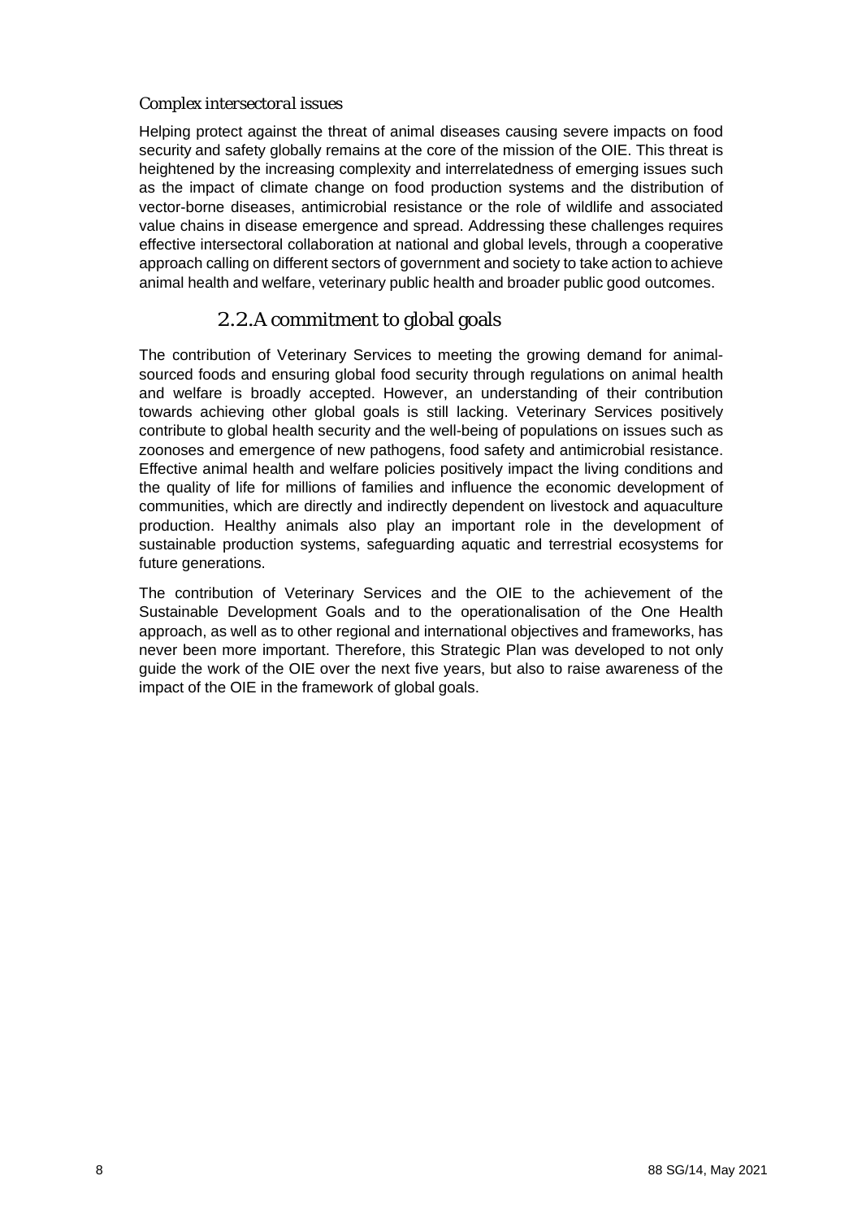### *Complex intersectoral issues*

Helping protect against the threat of animal diseases causing severe impacts on food security and safety globally remains at the core of the mission of the OIE. This threat is heightened by the increasing complexity and interrelatedness of emerging issues such as the impact of climate change on food production systems and the distribution of vector-borne diseases, antimicrobial resistance or the role of wildlife and associated value chains in disease emergence and spread. Addressing these challenges requires effective intersectoral collaboration at national and global levels, through a cooperative approach calling on different sectors of government and society to take action to achieve animal health and welfare, veterinary public health and broader public good outcomes.

## 2.2. A commitment to global goals

The contribution of Veterinary Services to meeting the growing demand for animal-sourced foods and ensuring global food security through regulations on animal health and welfare is broadly accepted. However, an understanding of their contribution towards achieving other global goals is still lacking. Veterinary Services positively contribute to global health security and the well-being of populations on issues such as zoonoses and emergence of new pathogens, food safety and antimicrobial resistance. Effective animal health and welfare policies positively impact the living conditions and the quality of life for millions of families and influence the economic development of communities, which are directly and indirectly dependent on livestock and aquaculture production. Healthy animals also play an important role in the development of sustainable production systems, safeguarding aquatic and terrestrial ecosystems for future generations.

The contribution of Veterinary Services and the OIE to the achievement of the Sustainable Development Goals and to the operationalisation of the One Health approach, as well as to other regional and international objectives and frameworks, has never been more important. Therefore, this Strategic Plan was developed to not only guide the work of the OIE over the next five years, but also to raise awareness of the impact of the OIE in the framework of global goals.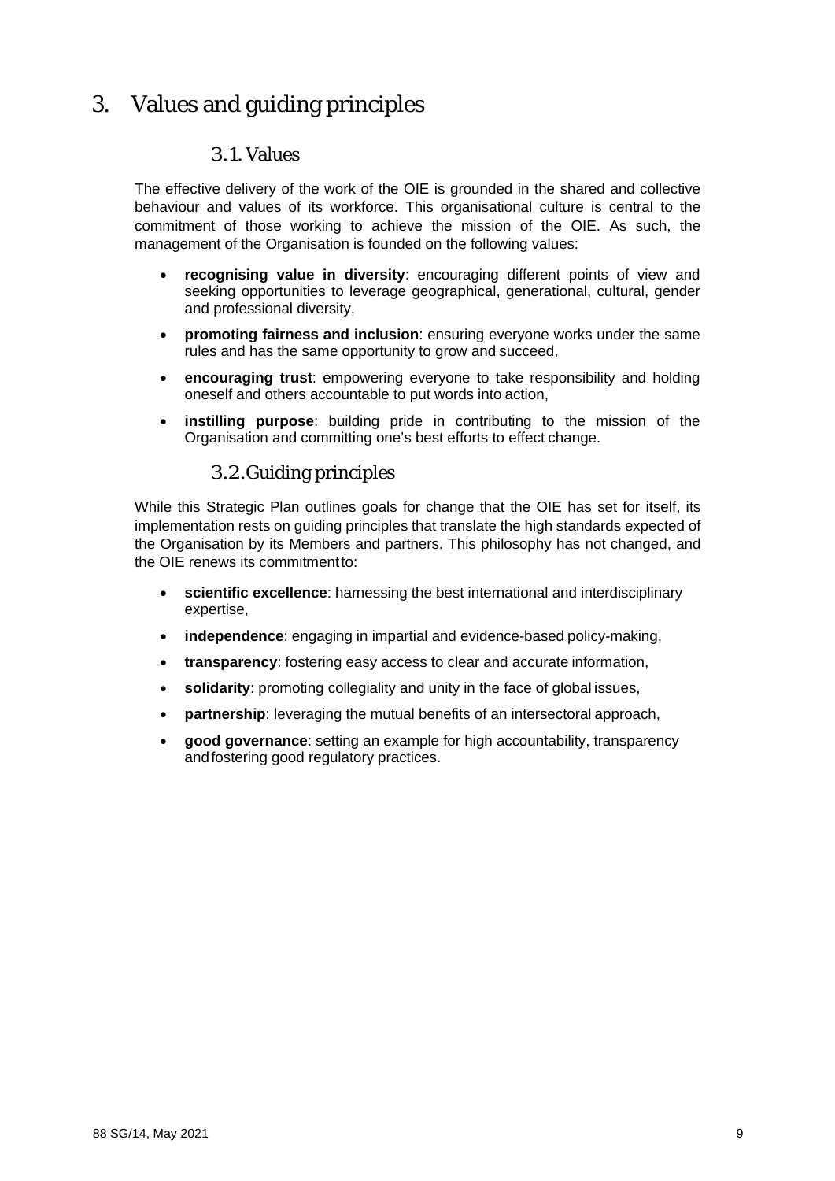# 3. Values and guiding principles

## 3.1. Values

The effective delivery of the work of the OIE is grounded in the shared and collective behaviour and values of its workforce. This organisational culture is central to the commitment of those working to achieve the mission of the OIE. As such, the management of the Organisation is founded on the following values:

- **recognising value in diversity**: encouraging different points of view and seeking opportunities to leverage geographical, generational, cultural, gender and professional diversity,
- **promoting fairness and inclusion**: ensuring everyone works under the same rules and has the same opportunity to grow and succeed,
- **encouraging trust**: empowering everyone to take responsibility and holding oneself and others accountable to put words into action,
- **instilling purpose**: building pride in contributing to the mission of the Organisation and committing one's best efforts to effect change.

## 3.2. Guiding principles

While this Strategic Plan outlines goals for change that the OIE has set for itself, its implementation rests on guiding principles that translate the high standards expected of the Organisation by its Members and partners. This philosophy has not changed, and the OIE renews its commitment to:

- **scientific excellence**: harnessing the best international and interdisciplinary expertise,
- **independence**: engaging in impartial and evidence-based policy-making,
- **transparency**: fostering easy access to clear and accurate information,
- **solidarity**: promoting collegiality and unity in the face of global issues,
- **partnership**: leveraging the mutual benefits of an intersectoral approach,
- **good governance**: setting an example for high accountability, transparency and fostering good regulatory practices.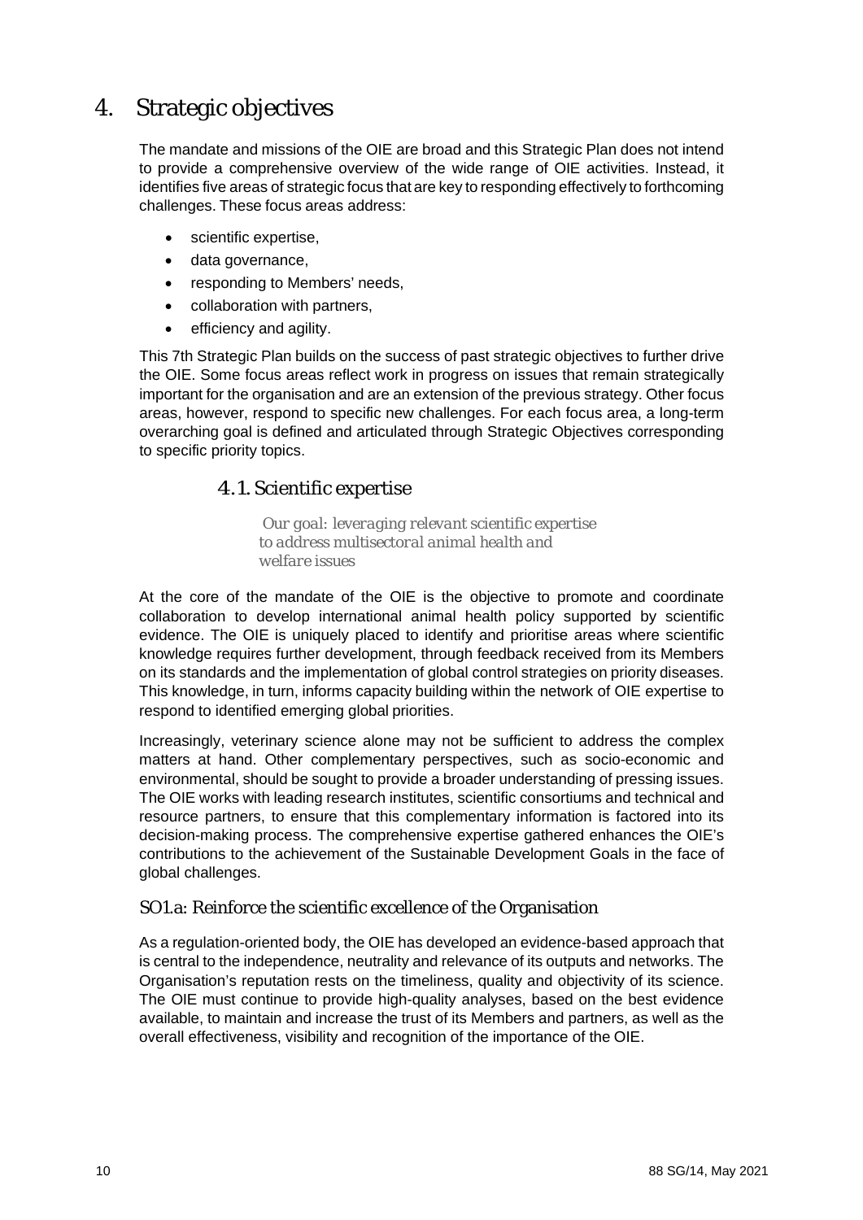# 4. Strategic objectives

The mandate and missions of the OIE are broad and this Strategic Plan does not intend to provide a comprehensive overview of the wide range of OIE activities. Instead, it identifies five areas of strategic focus that are key to responding effectively to forthcoming challenges. These focus areas address:

- scientific expertise,
- data governance,
- responding to Members' needs,
- collaboration with partners,
- efficiency and agility.

This 7th Strategic Plan builds on the success of past strategic objectives to further drive the OIE. Some focus areas reflect work in progress on issues that remain strategically important for the organisation and are an extension of the previous strategy. Other focus areas, however, respond to specific new challenges. For each focus area, a long-term overarching goal is defined and articulated through Strategic Objectives corresponding to specific priority topics.

## 4.1. Scientific expertise

*Our goal: leveraging relevant scientific expertise to address multisectoral animal health and welfare issues*

At the core of the mandate of the OIE is the objective to promote and coordinate collaboration to develop international animal health policy supported by scientific evidence. The OIE is uniquely placed to identify and prioritise areas where scientific knowledge requires further development, through feedback received from its Members on its standards and the implementation of global control strategies on priority diseases. This knowledge, in turn, informs capacity building within the network of OIE expertise to respond to identified emerging global priorities.

Increasingly, veterinary science alone may not be sufficient to address the complex matters at hand. Other complementary perspectives, such as socio-economic and environmental, should be sought to provide a broader understanding of pressing issues. The OIE works with leading research institutes, scientific consortiums and technical and resource partners, to ensure that this complementary information is factored into its decision-making process. The comprehensive expertise gathered enhances the OIE's contributions to the achievement of the Sustainable Development Goals in the face of global challenges.

### SO1.a: Reinforce the scientific excellence of the Organisation

As a regulation-oriented body, the OIE has developed an evidence-based approach that is central to the independence, neutrality and relevance of its outputs and networks. The Organisation's reputation rests on the timeliness, quality and objectivity of its science. The OIE must continue to provide high-quality analyses, based on the best evidence available, to maintain and increase the trust of its Members and partners, as well as the overall effectiveness, visibility and recognition of the importance of the OIE.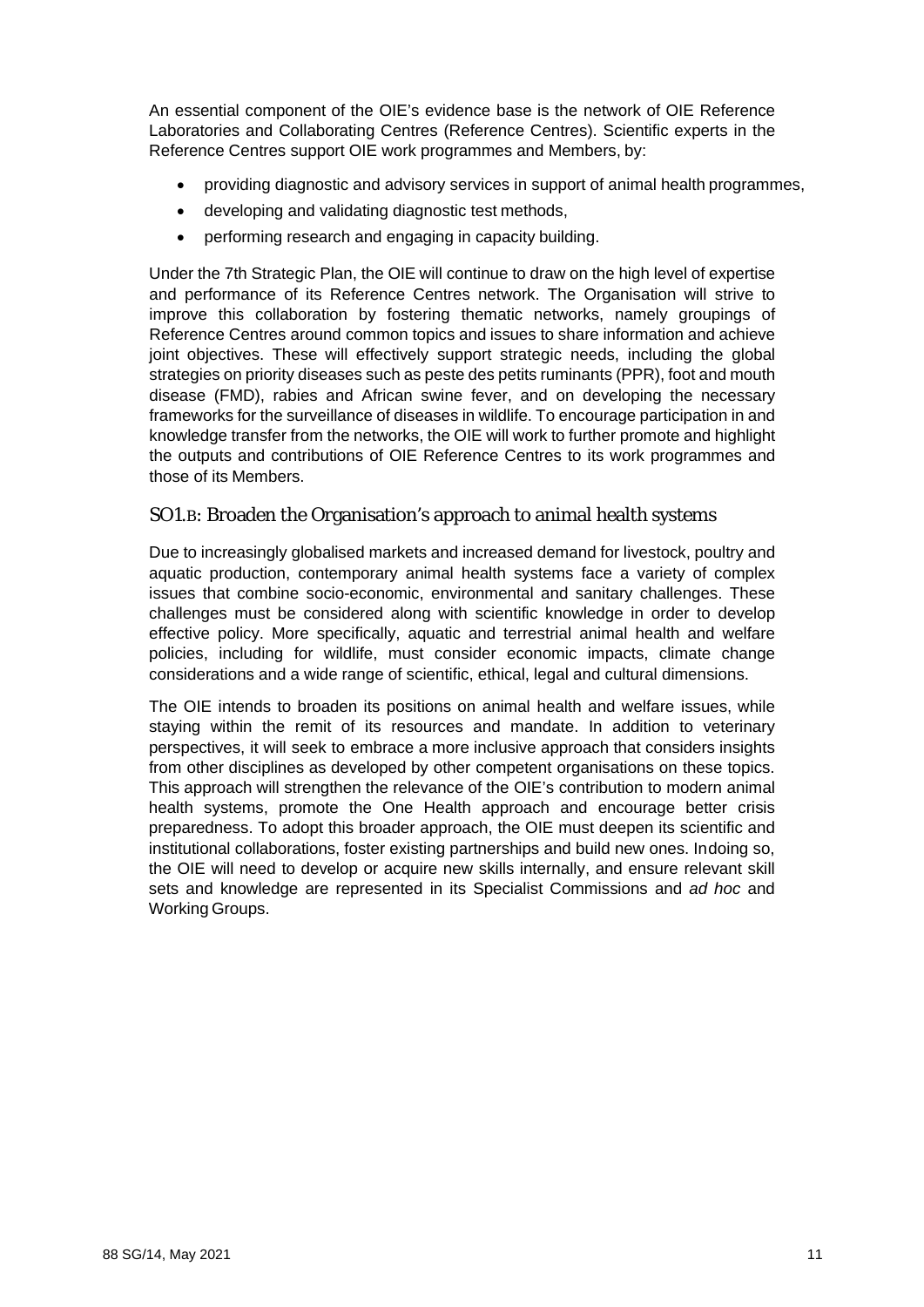An essential component of the OIE's evidence base is the network of OIE Reference Laboratories and Collaborating Centres (Reference Centres). Scientific experts in the Reference Centres support OIE work programmes and Members, by:

- providing diagnostic and advisory services in support of animal health programmes,
- developing and validating diagnostic test methods,
- performing research and engaging in capacity building.

Under the 7th Strategic Plan, the OIE will continue to draw on the high level of expertise and performance of its Reference Centres network. The Organisation will strive to improve this collaboration by fostering thematic networks, namely groupings of Reference Centres around common topics and issues to share information and achieve joint objectives. These will effectively support strategic needs, including the global strategies on priority diseases such as peste des petits ruminants (PPR), foot and mouth disease (FMD), rabies and African swine fever, and on developing the necessary frameworks for the surveillance of diseases in wildlife. To encourage participation in and knowledge transfer from the networks, the OIE will work to further promote and highlight the outputs and contributions of OIE Reference Centres to its work programmes and those of its Members.

### SO1.B: Broaden the Organisation's approach to animal health systems

Due to increasingly globalised markets and increased demand for livestock, poultry and aquatic production, contemporary animal health systems face a variety of complex issues that combine socio-economic, environmental and sanitary challenges. These challenges must be considered along with scientific knowledge in order to develop effective policy. More specifically, aquatic and terrestrial animal health and welfare policies, including for wildlife, must consider economic impacts, climate change considerations and a wide range of scientific, ethical, legal and cultural dimensions.

The OIE intends to broaden its positions on animal health and welfare issues, while staying within the remit of its resources and mandate. In addition to veterinary perspectives, it will seek to embrace a more inclusive approach that considers insights from other disciplines as developed by other competent organisations on these topics. This approach will strengthen the relevance of the OIE's contribution to modern animal health systems, promote the One Health approach and encourage better crisis preparedness. To adopt this broader approach, the OIE must deepen its scientific and institutional collaborations, foster existing partnerships and build new ones. Indoing so, the OIE will need to develop or acquire new skills internally, and ensure relevant skill sets and knowledge are represented in its Specialist Commissions and *ad hoc* and Working Groups.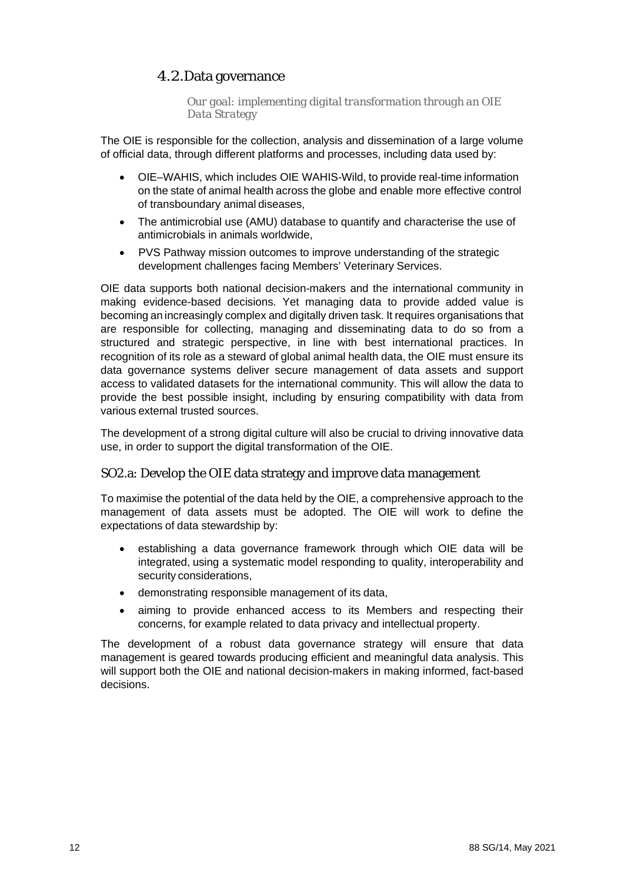## 4.2. Data governance

*Our goal: implementing digital transformation through an OIE Data Strategy*

The OIE is responsible for the collection, analysis and dissemination of a large volume of official data, through different platforms and processes, including data used by:

- OIE–WAHIS, which includes OIE WAHIS-Wild, to provide real-time information on the state of animal health across the globe and enable more effective control of transboundary animal diseases,
- The antimicrobial use (AMU) database to quantify and characterise the use of antimicrobials in animals worldwide,
- PVS Pathway mission outcomes to improve understanding of the strategic development challenges facing Members' Veterinary Services.

OIE data supports both national decision-makers and the international community in making evidence-based decisions. Yet managing data to provide added value is becoming an increasingly complex and digitally driven task. It requires organisations that are responsible for collecting, managing and disseminating data to do so from a structured and strategic perspective, in line with best international practices. In recognition of its role as a steward of global animal health data, the OIE must ensure its data governance systems deliver secure management of data assets and support access to validated datasets for the international community. This will allow the data to provide the best possible insight, including by ensuring compatibility with data from various external trusted sources.

The development of a strong digital culture will also be crucial to driving innovative data use, in order to support the digital transformation of the OIE.

### SO2.a: Develop the OIE data strategy and improve data management

To maximise the potential of the data held by the OIE, a comprehensive approach to the management of data assets must be adopted. The OIE will work to define the expectations of data stewardship by:

- establishing a data governance framework through which OIE data will be integrated, using a systematic model responding to quality, interoperability and security considerations,
- demonstrating responsible management of its data,
- aiming to provide enhanced access to its Members and respecting their concerns, for example related to data privacy and intellectual property.

The development of a robust data governance strategy will ensure that data management is geared towards producing efficient and meaningful data analysis. This will support both the OIE and national decision-makers in making informed, fact-based decisions.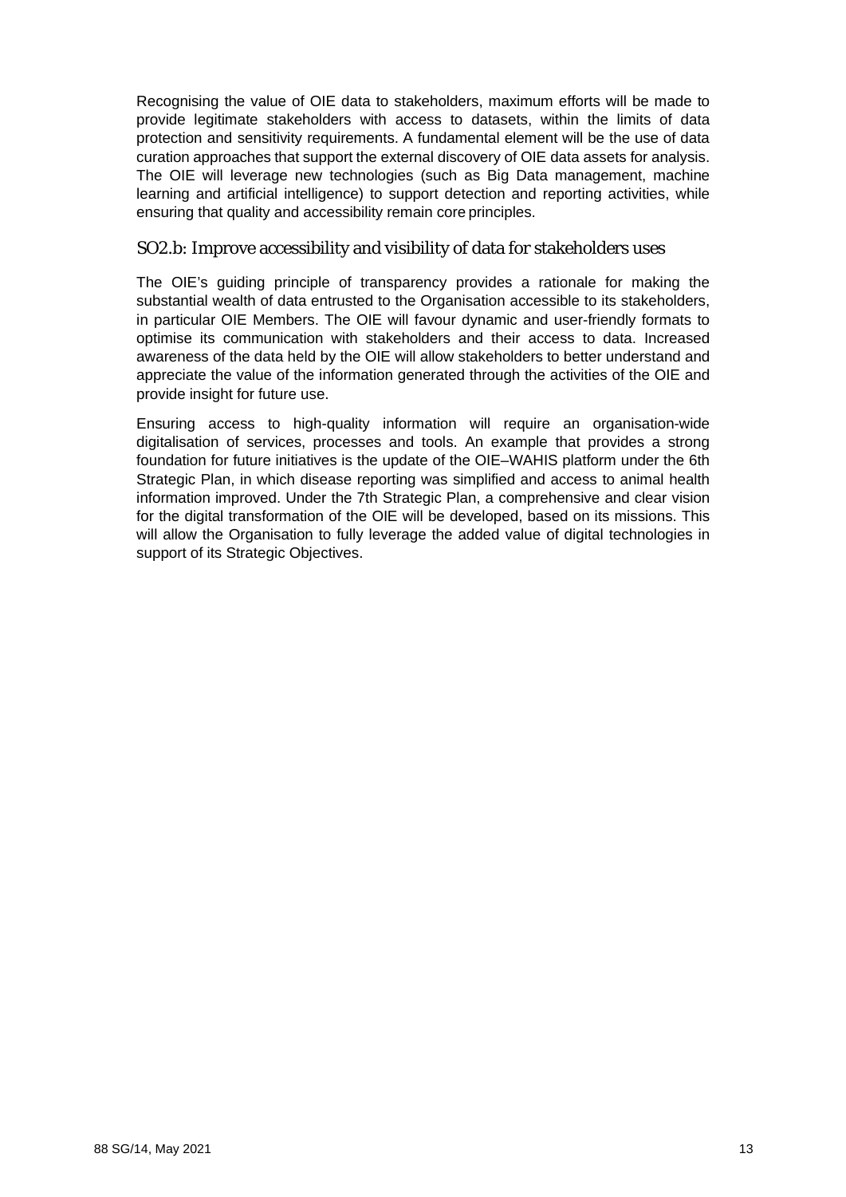Recognising the value of OIE data to stakeholders, maximum efforts will be made to provide legitimate stakeholders with access to datasets, within the limits of data protection and sensitivity requirements. A fundamental element will be the use of data curation approaches that support the external discovery of OIE data assets for analysis. The OIE will leverage new technologies (such as Big Data management, machine learning and artificial intelligence) to support detection and reporting activities, while ensuring that quality and accessibility remain core principles.

### SO2.b: Improve accessibility and visibility of data for stakeholders uses

The OIE's guiding principle of transparency provides a rationale for making the substantial wealth of data entrusted to the Organisation accessible to its stakeholders, in particular OIE Members. The OIE will favour dynamic and user-friendly formats to optimise its communication with stakeholders and their access to data. Increased awareness of the data held by the OIE will allow stakeholders to better understand and appreciate the value of the information generated through the activities of the OIE and provide insight for future use.

Ensuring access to high-quality information will require an organisation-wide digitalisation of services, processes and tools. An example that provides a strong foundation for future initiatives is the update of the OIE–WAHIS platform under the 6th Strategic Plan, in which disease reporting was simplified and access to animal health information improved. Under the 7th Strategic Plan, a comprehensive and clear vision for the digital transformation of the OIE will be developed, based on its missions. This will allow the Organisation to fully leverage the added value of digital technologies in support of its Strategic Objectives.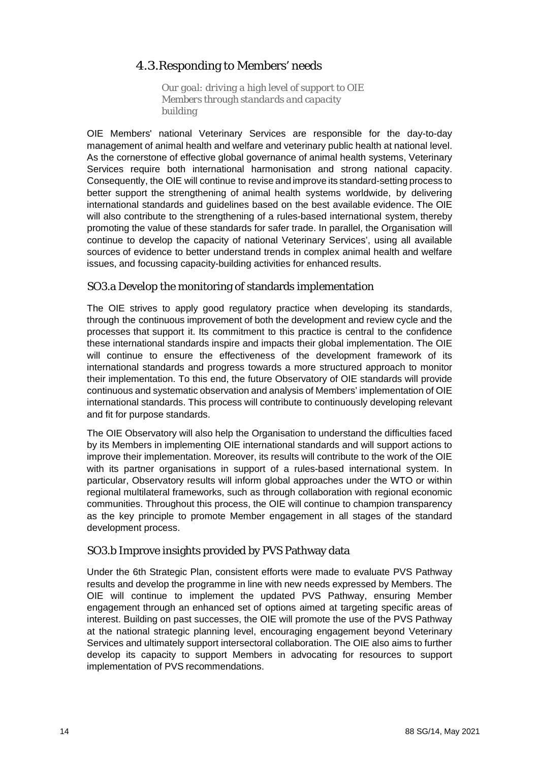## 4.3. Responding to Members' needs

*Our goal: driving a high level of support to OIE Members through standards and capacity building*

OIE Members' national Veterinary Services are responsible for the day-to-day management of animal health and welfare and veterinary public health at national level. As the cornerstone of effective global governance of animal health systems, Veterinary Services require both international harmonisation and strong national capacity. Consequently, the OIE will continue to revise and improve its standard-setting process to better support the strengthening of animal health systems worldwide, by delivering international standards and guidelines based on the best available evidence. The OIE will also contribute to the strengthening of a rules-based international system, thereby promoting the value of these standards for safer trade. In parallel, the Organisation will continue to develop the capacity of national Veterinary Services', using all available sources of evidence to better understand trends in complex animal health and welfare issues, and focussing capacity-building activities for enhanced results.

### SO3.a Develop the monitoring of standards implementation

The OIE strives to apply good regulatory practice when developing its standards, through the continuous improvement of both the development and review cycle and the processes that support it. Its commitment to this practice is central to the confidence these international standards inspire and impacts their global implementation. The OIE will continue to ensure the effectiveness of the development framework of its international standards and progress towards a more structured approach to monitor their implementation. To this end, the future Observatory of OIE standards will provide continuous and systematic observation and analysis of Members' implementation of OIE international standards. This process will contribute to continuously developing relevant and fit for purpose standards.

The OIE Observatory will also help the Organisation to understand the difficulties faced by its Members in implementing OIE international standards and will support actions to improve their implementation. Moreover, its results will contribute to the work of the OIE with its partner organisations in support of a rules-based international system. In particular, Observatory results will inform global approaches under the WTO or within regional multilateral frameworks, such as through collaboration with regional economic communities. Throughout this process, the OIE will continue to champion transparency as the key principle to promote Member engagement in all stages of the standard development process.

### SO3.b Improve insights provided by PVS Pathway data

Under the 6th Strategic Plan, consistent efforts were made to evaluate PVS Pathway results and develop the programme in line with new needs expressed by Members. The OIE will continue to implement the updated PVS Pathway, ensuring Member engagement through an enhanced set of options aimed at targeting specific areas of interest. Building on past successes, the OIE will promote the use of the PVS Pathway at the national strategic planning level, encouraging engagement beyond Veterinary Services and ultimately support intersectoral collaboration. The OIE also aims to further develop its capacity to support Members in advocating for resources to support implementation of PVS recommendations.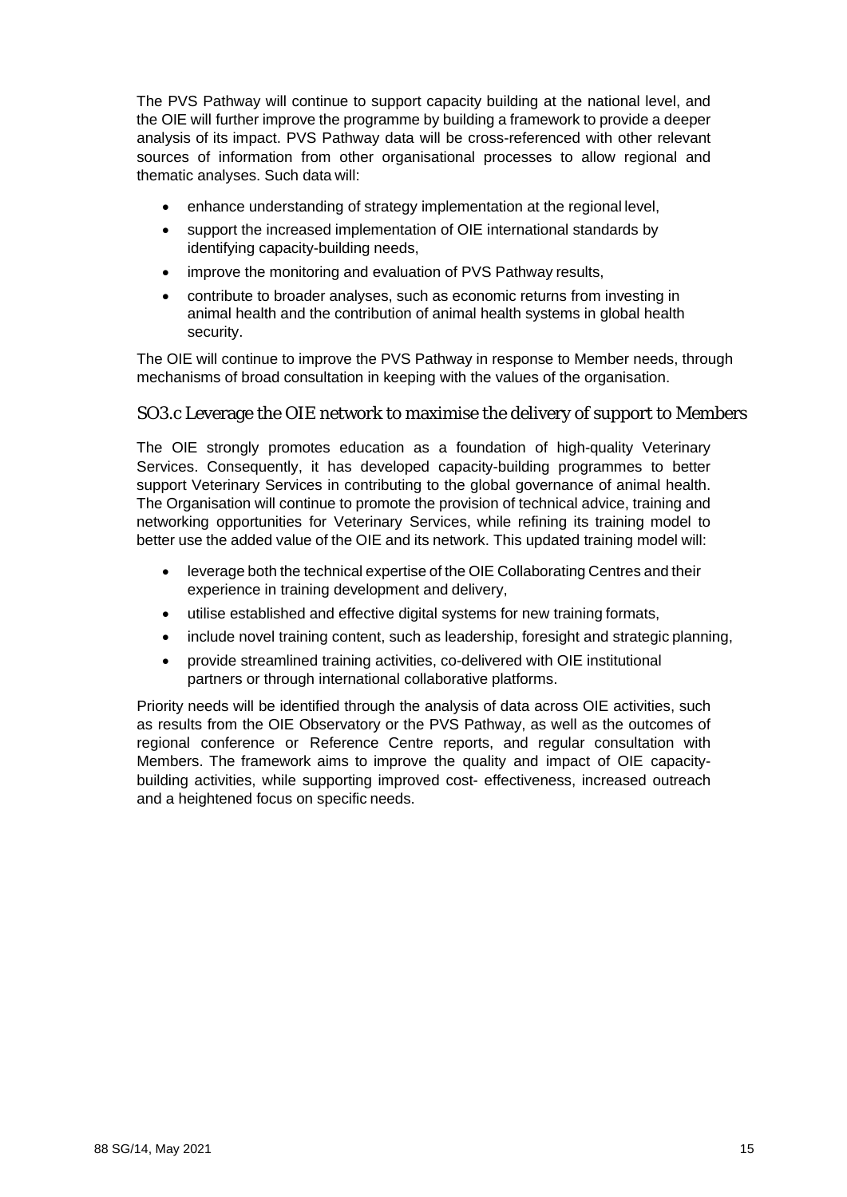The PVS Pathway will continue to support capacity building at the national level, and the OIE will further improve the programme by building a framework to provide a deeper analysis of its impact. PVS Pathway data will be cross-referenced with other relevant sources of information from other organisational processes to allow regional and thematic analyses. Such data will:

- enhance understanding of strategy implementation at the regional level,
- support the increased implementation of OIE international standards by identifying capacity-building needs,
- improve the monitoring and evaluation of PVS Pathway results,
- contribute to broader analyses, such as economic returns from investing in animal health and the contribution of animal health systems in global health security.

The OIE will continue to improve the PVS Pathway in response to Member needs, through mechanisms of broad consultation in keeping with the values of the organisation.

### SO3.c Leverage the OIE network to maximise the delivery of support to Members

The OIE strongly promotes education as a foundation of high-quality Veterinary Services. Consequently, it has developed capacity-building programmes to better support Veterinary Services in contributing to the global governance of animal health. The Organisation will continue to promote the provision of technical advice, training and networking opportunities for Veterinary Services, while refining its training model to better use the added value of the OIE and its network. This updated training model will:

- leverage both the technical expertise of the OIE Collaborating Centres and their experience in training development and delivery,
- utilise established and effective digital systems for new training formats,
- include novel training content, such as leadership, foresight and strategic planning,
- provide streamlined training activities, co-delivered with OIE institutional partners or through international collaborative platforms.

Priority needs will be identified through the analysis of data across OIE activities, such as results from the OIE Observatory or the PVS Pathway, as well as the outcomes of regional conference or Reference Centre reports, and regular consultation with Members. The framework aims to improve the quality and impact of OIE capacity-building activities, while supporting improved cost- effectiveness, increased outreach and a heightened focus on specific needs.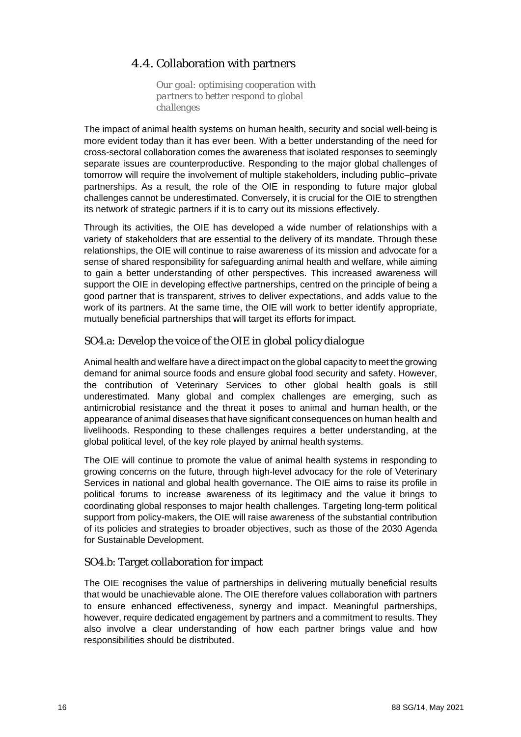## 4.4. Collaboration with partners

*Our goal: optimising cooperation with partners to better respond to global challenges*

The impact of animal health systems on human health, security and social well-being is more evident today than it has ever been. With a better understanding of the need for cross-sectoral collaboration comes the awareness that isolated responses to seemingly separate issues are counterproductive. Responding to the major global challenges of tomorrow will require the involvement of multiple stakeholders, including public–private partnerships. As a result, the role of the OIE in responding to future major global challenges cannot be underestimated. Conversely, it is crucial for the OIE to strengthen its network of strategic partners if it is to carry out its missions effectively.

Through its activities, the OIE has developed a wide number of relationships with a variety of stakeholders that are essential to the delivery of its mandate. Through these relationships, the OIE will continue to raise awareness of its mission and advocate for a sense of shared responsibility for safeguarding animal health and welfare, while aiming to gain a better understanding of other perspectives. This increased awareness will support the OIE in developing effective partnerships, centred on the principle of being a good partner that is transparent, strives to deliver expectations, and adds value to the work of its partners. At the same time, the OIE will work to better identify appropriate, mutually beneficial partnerships that will target its efforts for impact.

### SO4.a: Develop the voice of the OIE in global policy dialogue

Animal health and welfare have a direct impact on the global capacity to meet the growing demand for animal source foods and ensure global food security and safety. However, the contribution of Veterinary Services to other global health goals is still underestimated. Many global and complex challenges are emerging, such as antimicrobial resistance and the threat it poses to animal and human health, or the appearance of animal diseases that have significant consequences on human health and livelihoods. Responding to these challenges requires a better understanding, at the global political level, of the key role played by animal health systems.

The OIE will continue to promote the value of animal health systems in responding to growing concerns on the future, through high-level advocacy for the role of Veterinary Services in national and global health governance. The OIE aims to raise its profile in political forums to increase awareness of its legitimacy and the value it brings to coordinating global responses to major health challenges. Targeting long-term political support from policy-makers, the OIE will raise awareness of the substantial contribution of its policies and strategies to broader objectives, such as those of the 2030 Agenda for Sustainable Development.

### SO4.b: Target collaboration for impact

The OIE recognises the value of partnerships in delivering mutually beneficial results that would be unachievable alone. The OIE therefore values collaboration with partners to ensure enhanced effectiveness, synergy and impact. Meaningful partnerships, however, require dedicated engagement by partners and a commitment to results. They also involve a clear understanding of how each partner brings value and how responsibilities should be distributed.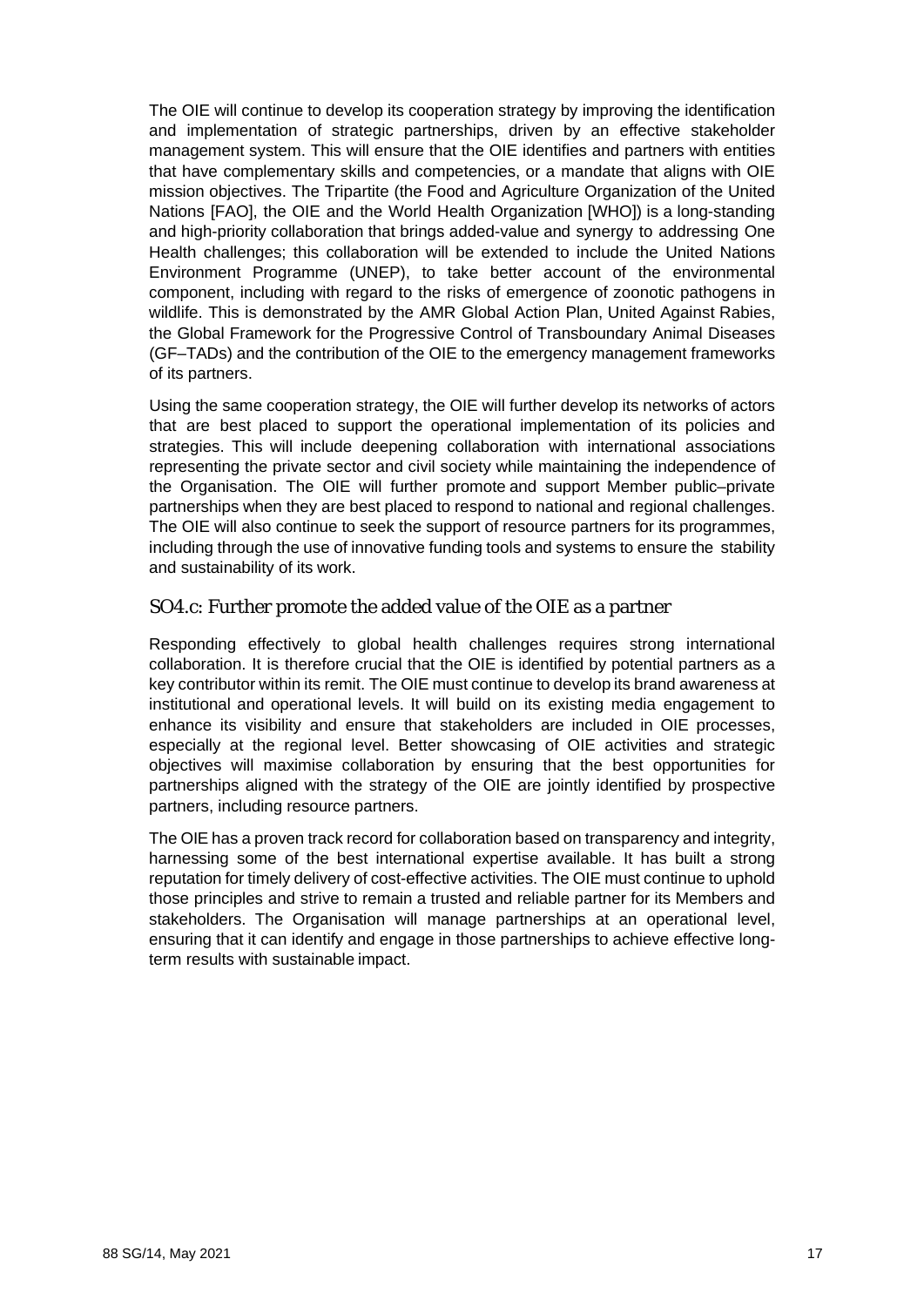The OIE will continue to develop its cooperation strategy by improving the identification and implementation of strategic partnerships, driven by an effective stakeholder management system. This will ensure that the OIE identifies and partners with entities that have complementary skills and competencies, or a mandate that aligns with OIE mission objectives. The Tripartite (the Food and Agriculture Organization of the United Nations [FAO], the OIE and the World Health Organization [WHO]) is a long-standing and high-priority collaboration that brings added-value and synergy to addressing One Health challenges; this collaboration will be extended to include the United Nations Environment Programme (UNEP), to take better account of the environmental component, including with regard to the risks of emergence of zoonotic pathogens in wildlife. This is demonstrated by the AMR Global Action Plan, United Against Rabies, the Global Framework for the Progressive Control of Transboundary Animal Diseases (GF–TADs) and the contribution of the OIE to the emergency management frameworks of its partners.

Using the same cooperation strategy, the OIE will further develop its networks of actors that are best placed to support the operational implementation of its policies and strategies. This will include deepening collaboration with international associations representing the private sector and civil society while maintaining the independence of the Organisation. The OIE will further promote and support Member public–private partnerships when they are best placed to respond to national and regional challenges. The OIE will also continue to seek the support of resource partners for its programmes, including through the use of innovative funding tools and systems to ensure the stability and sustainability of its work.

### SO4.c: Further promote the added value of the OIE as a partner

Responding effectively to global health challenges requires strong international collaboration. It is therefore crucial that the OIE is identified by potential partners as a key contributor within its remit. The OIE must continue to develop its brand awareness at institutional and operational levels. It will build on its existing media engagement to enhance its visibility and ensure that stakeholders are included in OIE processes, especially at the regional level. Better showcasing of OIE activities and strategic objectives will maximise collaboration by ensuring that the best opportunities for partnerships aligned with the strategy of the OIE are jointly identified by prospective partners, including resource partners.

The OIE has a proven track record for collaboration based on transparency and integrity, harnessing some of the best international expertise available. It has built a strong reputation for timely delivery of cost-effective activities. The OIE must continue to uphold those principles and strive to remain a trusted and reliable partner for its Members and stakeholders. The Organisation will manage partnerships at an operational level, ensuring that it can identify and engage in those partnerships to achieve effective long-term results with sustainable impact.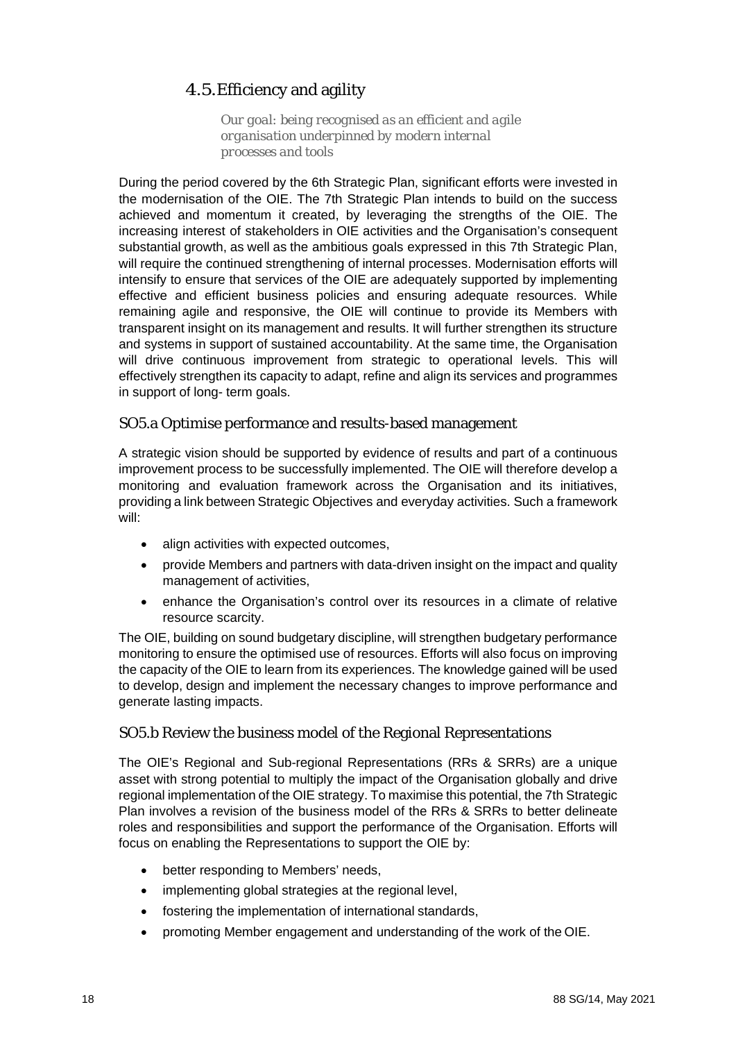## 4.5. Efficiency and agility

*Our goal: being recognised as an efficient and agile organisation underpinned by modern internal processes and tools*

During the period covered by the 6th Strategic Plan, significant efforts were invested in the modernisation of the OIE. The 7th Strategic Plan intends to build on the success achieved and momentum it created, by leveraging the strengths of the OIE. The increasing interest of stakeholders in OIE activities and the Organisation's consequent substantial growth, as well as the ambitious goals expressed in this 7th Strategic Plan, will require the continued strengthening of internal processes. Modernisation efforts will intensify to ensure that services of the OIE are adequately supported by implementing effective and efficient business policies and ensuring adequate resources. While remaining agile and responsive, the OIE will continue to provide its Members with transparent insight on its management and results. It will further strengthen its structure and systems in support of sustained accountability. At the same time, the Organisation will drive continuous improvement from strategic to operational levels. This will effectively strengthen its capacity to adapt, refine and align its services and programmes in support of long- term goals.

### SO5.a Optimise performance and results-based management

A strategic vision should be supported by evidence of results and part of a continuous improvement process to be successfully implemented. The OIE will therefore develop a monitoring and evaluation framework across the Organisation and its initiatives, providing a link between Strategic Objectives and everyday activities. Such a framework will:

- align activities with expected outcomes,
- provide Members and partners with data-driven insight on the impact and quality management of activities,
- enhance the Organisation's control over its resources in a climate of relative resource scarcity.

The OIE, building on sound budgetary discipline, will strengthen budgetary performance monitoring to ensure the optimised use of resources. Efforts will also focus on improving the capacity of the OIE to learn from its experiences. The knowledge gained will be used to develop, design and implement the necessary changes to improve performance and generate lasting impacts.

### SO5.b Review the business model of the Regional Representations

The OIE's Regional and Sub-regional Representations (RRs & SRRs) are a unique asset with strong potential to multiply the impact of the Organisation globally and drive regional implementation of the OIE strategy. To maximise this potential, the 7th Strategic Plan involves a revision of the business model of the RRs & SRRs to better delineate roles and responsibilities and support the performance of the Organisation. Efforts will focus on enabling the Representations to support the OIE by:

- better responding to Members' needs,
- implementing global strategies at the regional level,
- fostering the implementation of international standards,
- promoting Member engagement and understanding of the work of the OIE.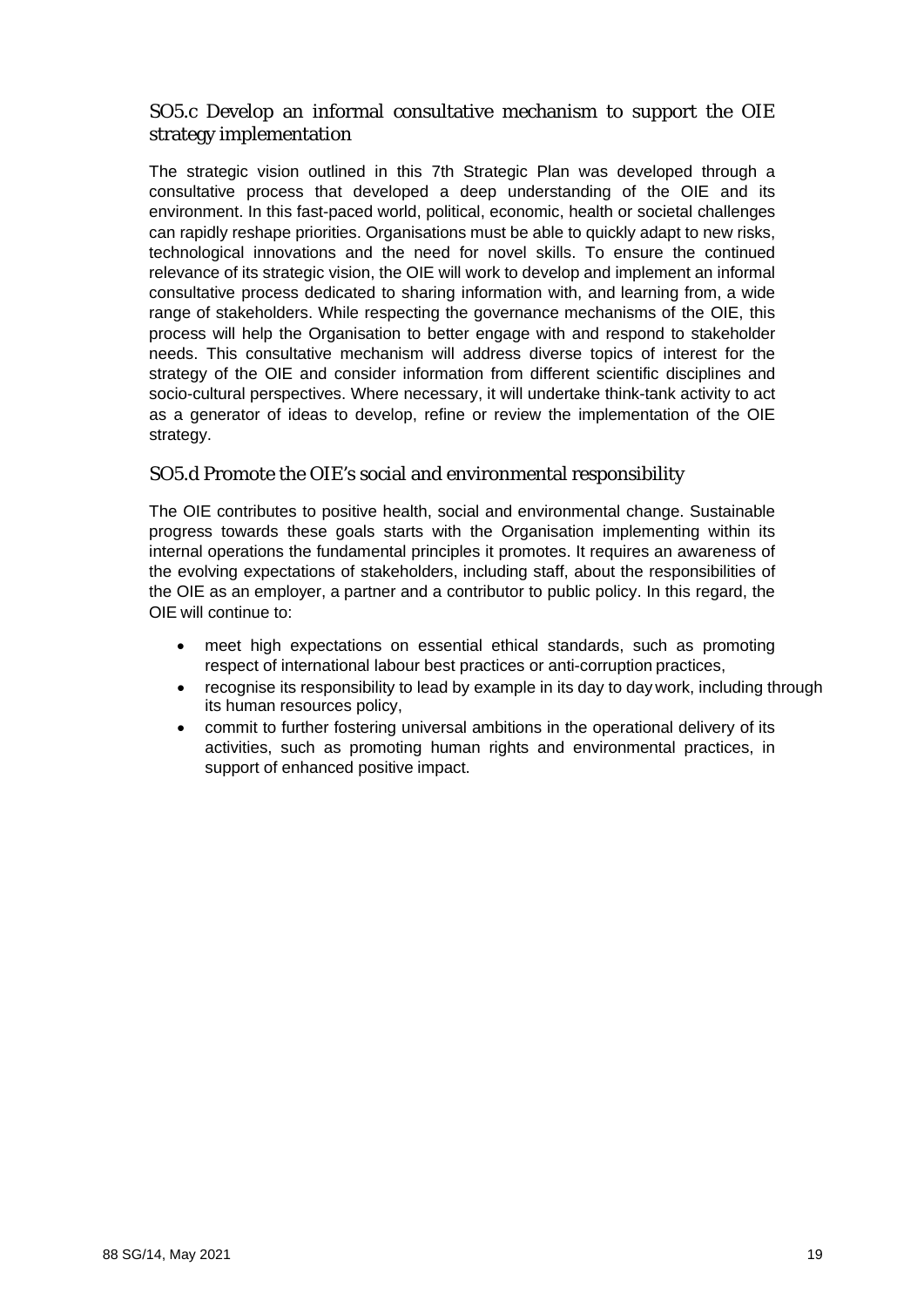## SO5.c Develop an informal consultative mechanism to support the OIE strategy implementation

The strategic vision outlined in this 7th Strategic Plan was developed through a consultative process that developed a deep understanding of the OIE and its environment. In this fast-paced world, political, economic, health or societal challenges can rapidly reshape priorities. Organisations must be able to quickly adapt to new risks, technological innovations and the need for novel skills. To ensure the continued relevance of its strategic vision, the OIE will work to develop and implement an informal consultative process dedicated to sharing information with, and learning from, a wide range of stakeholders. While respecting the governance mechanisms of the OIE, this process will help the Organisation to better engage with and respond to stakeholder needs. This consultative mechanism will address diverse topics of interest for the strategy of the OIE and consider information from different scientific disciplines and socio-cultural perspectives. Where necessary, it will undertake think-tank activity to act as a generator of ideas to develop, refine or review the implementation of the OIE strategy.

## SO5.d Promote the OIE's social and environmental responsibility

The OIE contributes to positive health, social and environmental change. Sustainable progress towards these goals starts with the Organisation implementing within its internal operations the fundamental principles it promotes. It requires an awareness of the evolving expectations of stakeholders, including staff, about the responsibilities of the OIE as an employer, a partner and a contributor to public policy. In this regard, the OIE will continue to:

- meet high expectations on essential ethical standards, such as promoting respect of international labour best practices or anti-corruption practices,
- recognise its responsibility to lead by example in its day to day work, including through its human resources policy,
- commit to further fostering universal ambitions in the operational delivery of its activities, such as promoting human rights and environmental practices, in support of enhanced positive impact.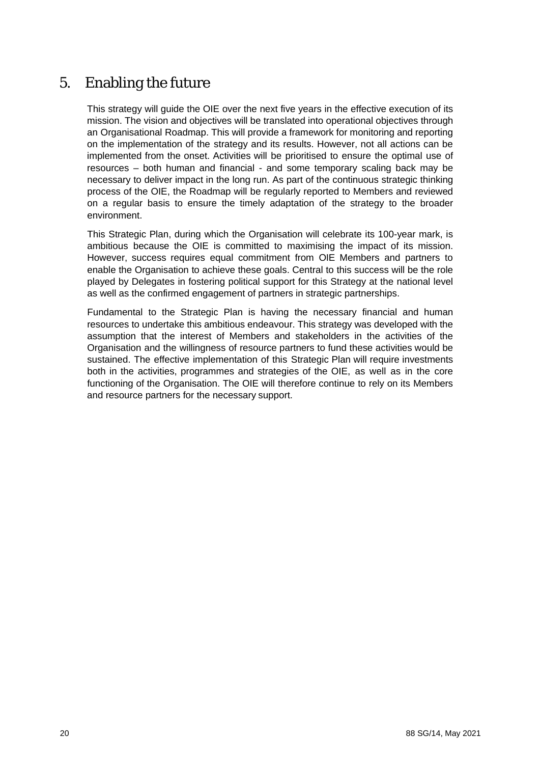# 5. Enabling the future

This strategy will guide the OIE over the next five years in the effective execution of its mission. The vision and objectives will be translated into operational objectives through an Organisational Roadmap. This will provide a framework for monitoring and reporting on the implementation of the strategy and its results. However, not all actions can be implemented from the onset. Activities will be prioritised to ensure the optimal use of resources – both human and financial - and some temporary scaling back may be necessary to deliver impact in the long run. As part of the continuous strategic thinking process of the OIE, the Roadmap will be regularly reported to Members and reviewed on a regular basis to ensure the timely adaptation of the strategy to the broader environment.

This Strategic Plan, during which the Organisation will celebrate its 100-year mark, is ambitious because the OIE is committed to maximising the impact of its mission. However, success requires equal commitment from OIE Members and partners to enable the Organisation to achieve these goals. Central to this success will be the role played by Delegates in fostering political support for this Strategy at the national level as well as the confirmed engagement of partners in strategic partnerships.

Fundamental to the Strategic Plan is having the necessary financial and human resources to undertake this ambitious endeavour. This strategy was developed with the assumption that the interest of Members and stakeholders in the activities of the Organisation and the willingness of resource partners to fund these activities would be sustained. The effective implementation of this Strategic Plan will require investments both in the activities, programmes and strategies of the OIE, as well as in the core functioning of the Organisation. The OIE will therefore continue to rely on its Members and resource partners for the necessary support.